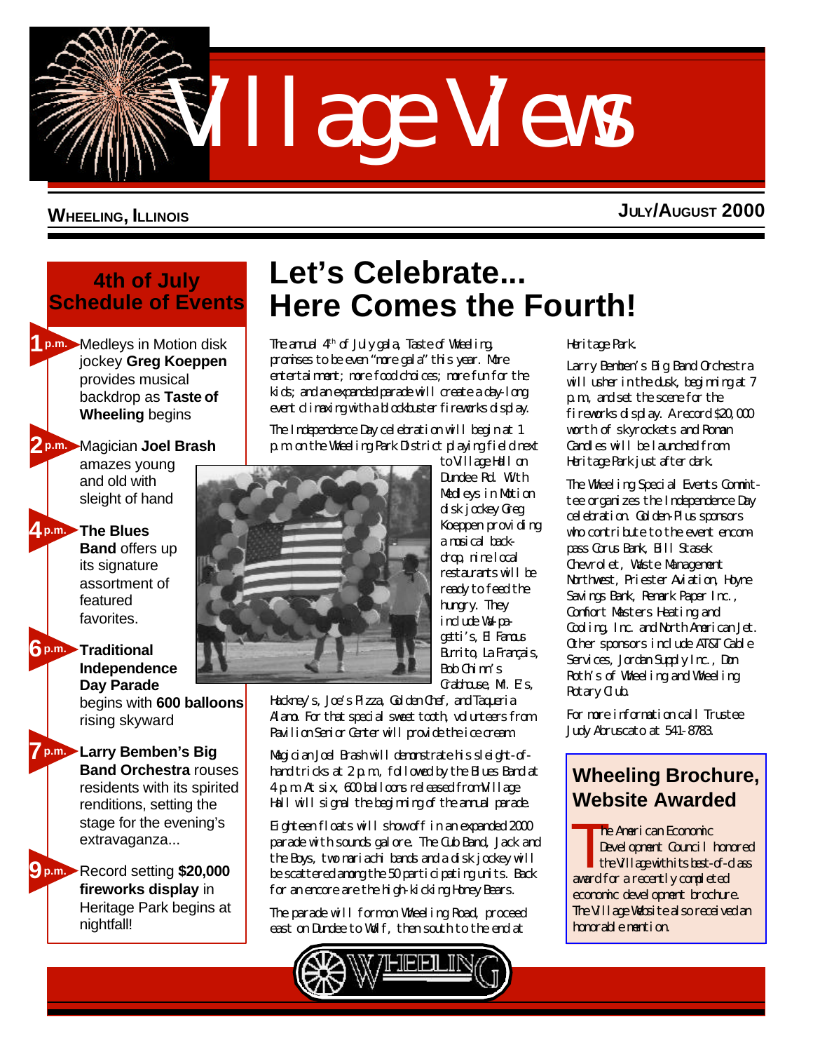# Village Views

**WHEELING, ILLINOIS** — **JULY/AUGUST 2000**

## 4th of July Schedule of Events

**1 p.m.** Medleys in Motion disk jockey **Greg Koeppen** provides musical backdrop as **Taste of Wheeling** begins

**2 p.m.** Magician **Joel Brash** amazes young and old with sleight of hand

**4 p.m.** **The Blues Band** offers up its signature assortment of featured favorites.

**6 p.m.** **Traditional Independence Day Parade** begins with **600 balloons** rising skyward

**7 p.m.** **Larry Bemben's Big Band Orchestra** rouses residents with its spirited renditions, setting the stage for the evening's extravaganza...

**9 p.m.** Record setting **$20,000 fireworks display** in Heritage Park begins at nightfall!

# Let's Celebrate... Here Comes the Fourth!

The annual 4th of July gala, Taste of Wheeling, promises to be even "more gala" this year. More entertainment; more food choices; more fun for the kids; and an expanded parade will create a day-long event climaxing with a blockbuster fireworks display.

The Independence Day celebration will begin at 1 p.m. on the Wheeling Park District playing field next to Village Hall on Dundee Rd. With Medleys in Motion disk jockey Greg Koeppen providing a musical backdrop, nine local restaurants will be ready to feed the hungry. They include Wal-pagetti's, El Famous Burrito, La Français, Bob Chinn's Crabhouse, Mr. E's, Hackney's, Joe's Pizza, Golden Chef, and Taqueria Alamo. For that special sweet tooth, volunteers from Pavilion Senior Center will provide the ice cream.

Magician Joel Brash will demonstrate his sleight-of-hand tricks at 2 p.m., followed by the Blues Band at 4 p.m. At six, 600 balloons released from Village Hall will signal the beginning of the annual parade.

Eighteen floats will show off in an expanded 2000 parade with sounds galore. The Cub Band, Jack and the Boys, two mariachi bands and a disk jockey will be scattered among the 50 participating units. Back for an encore are the high-kicking Honey Bears.

The parade will form on Wheeling Road, proceed east on Dundee to Wolf, then south to the end at Heritage Park.

Larry Bemben's Big Band Orchestra will usher in the dusk, beginning at 7 p.m., and set the scene for the fireworks display. A record $20,000 worth of skyrockets and Roman Candles will be launched from Heritage Park just after dark.

The Wheeling Special Events Committee organizes the Independence Day celebration. Golden-Plus sponsors who contribute to the event encompass Corus Bank, Bill Stasek Chevrolet, Waste Management Northwest, Priester Aviation, Hoyne Savings Bank, Remark Paper Inc., Comfort Masters Heating and Cooling, Inc. and North American Jet. Other sponsors include AT&T Cable Services, Jordan Supply Inc., Don Roth's of Wheeling and Wheeling Rotary Club.

For more information call Trustee Judy Abruscato at 541-8783.

## Wheeling Brochure, Website Awarded

The American Economic Development Council honored the Village with its best-of-class award for a recently completed economic development brochure. The Village Website also received an honorable mention.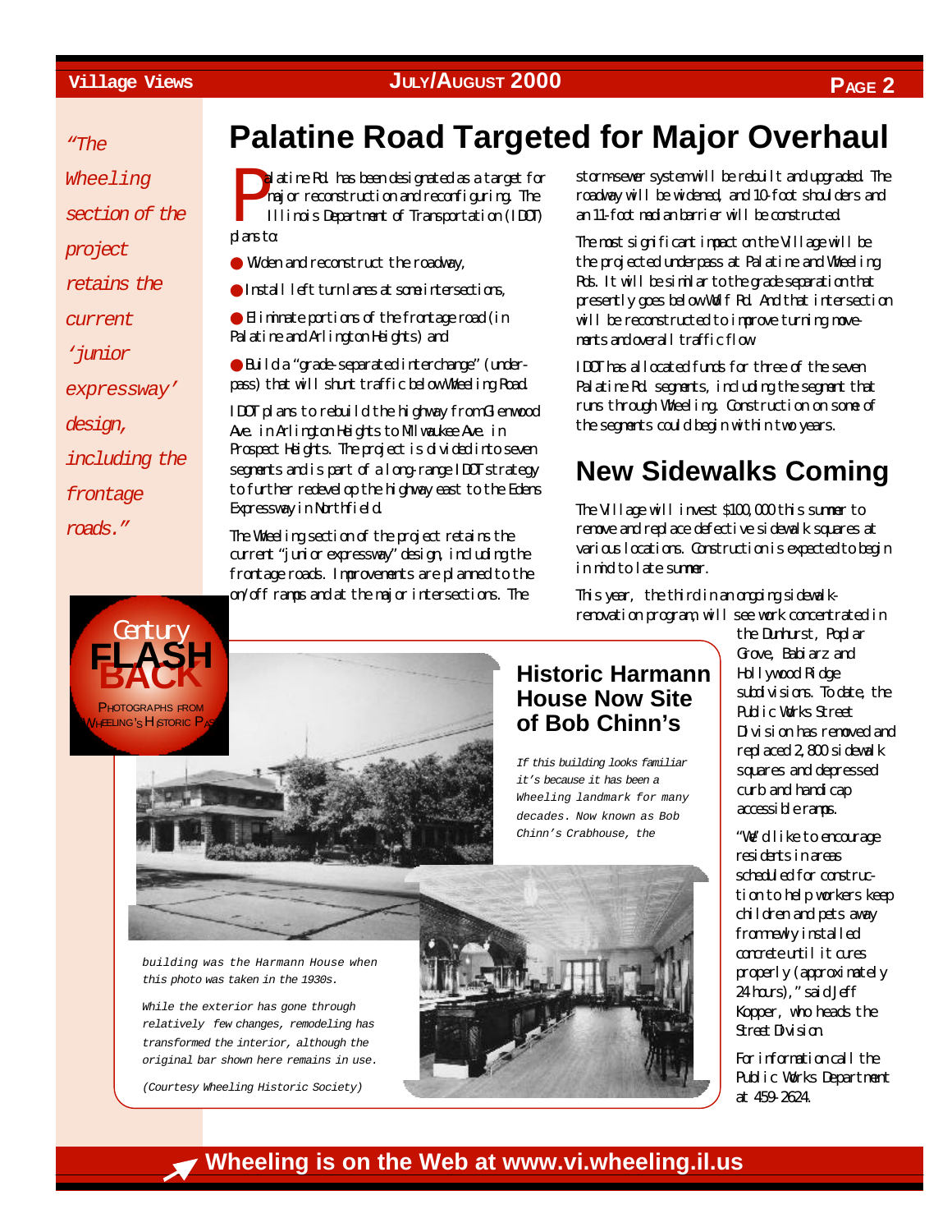# Palatine Road Targeted for Major Overhaul

*"The Wheeling section of the project retains the current 'junior expressway' design, including the frontage roads."*

Palatine Rd. has been designated as a target for major reconstruction and reconfiguring. The Illinois Department of Transportation (IDOT) plans to:

- Widen and reconstruct the roadway,
- Install left turn lanes at some intersections,
- Eliminate portions of the frontage road (in Palatine and Arlington Heights) and
- Build a "grade-separated interchange" (underpass) that will shunt traffic below Wheeling Road.

IDOT plans to rebuild the highway from Glenwood Ave. in Arlington Heights to Milwaukee Ave. in Prospect Heights. The project is divided into seven segments and is part of a long-range IDOT strategy to further redevelop the highway east to the Edens Expressway in Northfield.

The Wheeling section of the project retains the current "junior expressway" design, including the frontage roads. Improvements are planned to the on/off ramps and at the major intersections. The storm-sewer system will be rebuilt and upgraded. The roadway will be widened, and 10-foot shoulders and an 11-foot median barrier will be constructed.

The most significant impact on the Village will be the projected underpass at Palatine and Wheeling Rds. It will be similar to the grade separation that presently goes below Wolf Rd. And that intersection will be reconstructed to improve turning movements and overall traffic flow.

IDOT has allocated funds for three of the seven Palatine Rd. segments, including the segment that runs through Wheeling. Construction on some of the segments could begin within two years.

## New Sidewalks Coming

The Village will invest $100,000 this summer to remove and replace defective sidewalk squares at various locations. Construction is expected to begin in mid to late summer.

This year, the third in an ongoing sidewalk-renovation program, will see work concentrated in the Dunhurst, Poplar Grove, Babiarz and Hollywood Ridge subdivisions. To date, the Public Works Street Division has removed and replaced 2,800 sidewalk squares and depressed curb and handicap accessible ramps.

"We'd like to encourage residents in areas scheduled for construction to help workers keep children and pets away from newly installed concrete until it cures properly (approximately 24 hours)," said Jeff Kopper, who heads the Street Division.

For information call the Public Works Department at 459-2624.

## Century FLASH BACK

PHOTOGRAPHS FROM WHEELING'S HISTORIC PAST

### Historic Harmann House Now Site of Bob Chinn's

*If this building looks familiar it's because it has been a Wheeling landmark for many decades. Now known as Bob Chinn's Crabhouse, the building was the Harmann House when this photo was taken in the 1930s.*

*While the exterior has gone through relatively few changes, remodeling has transformed the interior, although the original bar shown here remains in use.*

*(Courtesy Wheeling Historic Society)*

**Wheeling is on the Web at www.vi.wheeling.il.us**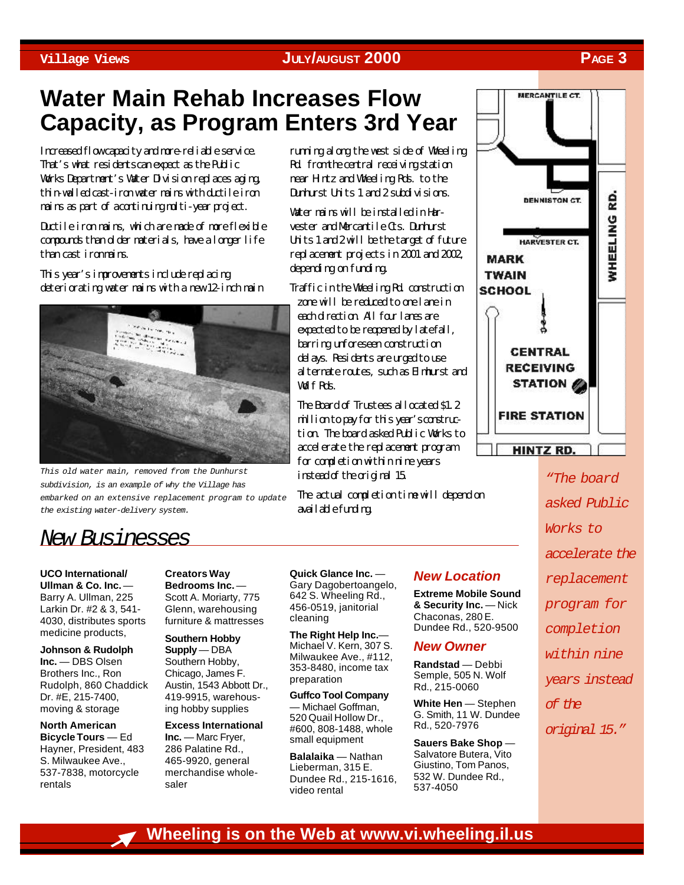# Water Main Rehab Increases Flow Capacity, as Program Enters 3rd Year

Increased flow capacity and more-reliable service. That's what residents can expect as the Public Works Department's Water Division replaces aging, thin-walled cast-iron water mains with ductile iron mains as part of a continuing multi-year project.

Ductile iron mains, which are made of more flexible compounds than older materials, have a longer life than cast iron mains.

This year's improvements include replacing deteriorating water mains with a new 12-inch main running along the west side of Wheeling Rd. from the central receiving station near Hintz and Wheeling Rds. to the Dunhurst Units 1 and 2 subdivisions.

This old water main, removed from the Dunhurst subdivision, is an example of why the Village has embarked on an extensive replacement program to update the existing water-delivery system.

Water mains will be installed in Harvester and Mercantile Cts. Dunhurst Units 1 and 2 will be the target of future replacement projects in 2001 and 2002, depending on funding.

Traffic in the Wheeling Rd. construction zone will be reduced to one lane in each direction. All four lanes are expected to be reopened by late fall, barring unforeseen construction delays. Residents are urged to use alternate routes, such as Elmhurst and Wolf Rds.

The Board of Trustees allocated $1.2 million to pay for this year's construction. The board asked Public Works to accelerate the replacement program for completion within nine years instead of the original 15.

The actual completion time will depend on available funding.

MERCANTILE CT. — DENNISTON CT. — HARVESTER CT. — MARK TWAIN SCHOOL — CENTRAL RECEIVING STATION — FIRE STATION — HINTZ RD. — WHEELING RD.

*"The board asked Public Works to accelerate the replacement program for completion within nine years instead of the original 15."*

## New Businesses

**UCO International/ Ullman & Co. Inc.** — Barry A. Ullman, 225 Larkin Dr. #2 & 3, 541-4030, distributes sports medicine products,

**Johnson & Rudolph Inc.** — DBS Olsen Brothers Inc., Ron Rudolph, 860 Chaddick Dr. #E, 215-7400, moving & storage

**North American Bicycle Tours** — Ed Hayner, President, 483 S. Milwaukee Ave., 537-7838, motorcycle rentals

**Creators Way Bedrooms Inc.** — Scott A. Moriarty, 775 Glenn, warehousing furniture & mattresses

**Southern Hobby Supply** — DBA Southern Hobby, Chicago, James F. Austin, 1543 Abbott Dr., 419-9915, warehousing hobby supplies

**Excess International Inc.** — Marc Fryer, 286 Palatine Rd., 465-9920, general merchandise wholesaler

**Quick Glance Inc.** — Gary Dagobertoangelo, 642 S. Wheeling Rd., 456-0519, janitorial cleaning

**The Right Help Inc.**— Michael V. Kern, 307 S. Milwaukee Ave., #112, 353-8480, income tax preparation

**Guffco Tool Company** — Michael Goffman, 520 Quail Hollow Dr., #600, 808-1488, whole small equipment

**Balalaika** — Nathan Lieberman, 315 E. Dundee Rd., 215-1616, video rental

### *New Location*

**Extreme Mobile Sound & Security Inc.** — Nick Chaconas, 280 E. Dundee Rd., 520-9500

### *New Owner*

**Randstad** — Debbi Semple, 505 N. Wolf Rd., 215-0060

**White Hen** — Stephen G. Smith, 11 W. Dundee Rd., 520-7976

**Sauers Bake Shop** — Salvatore Butera, Vito Giustino, Tom Panos, 532 W. Dundee Rd., 537-4050

**Wheeling is on the Web at www.vi.wheeling.il.us**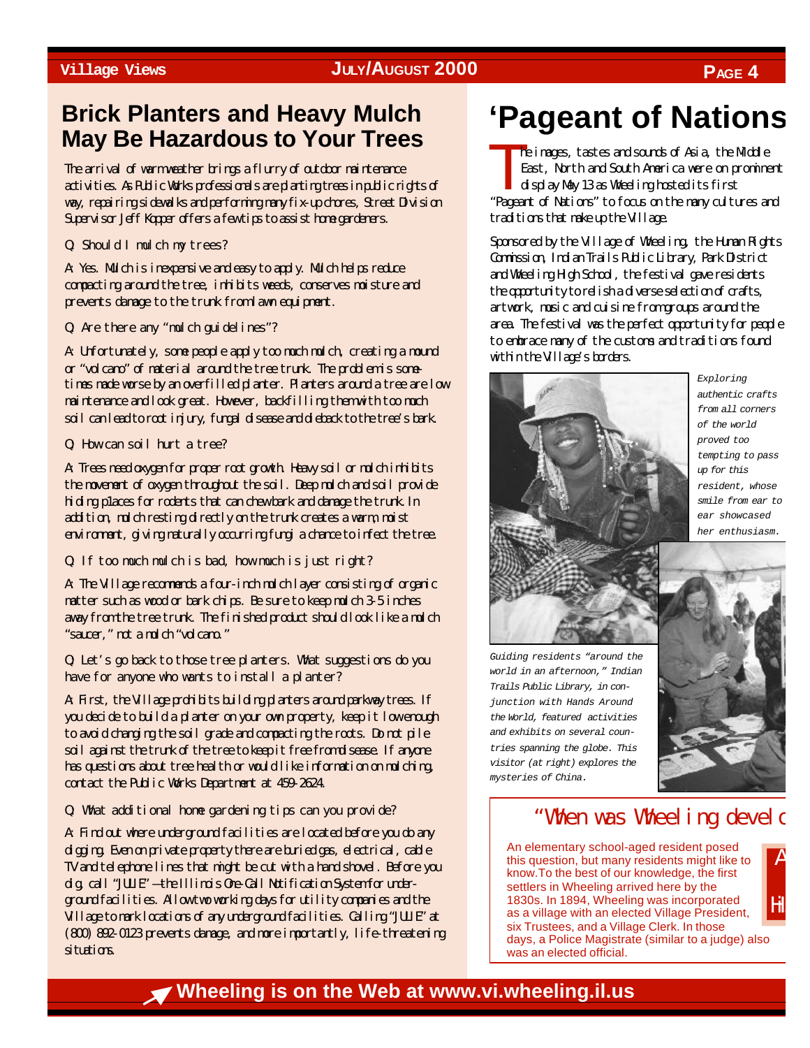## Brick Planters and Heavy Mulch May Be Hazardous to Your Trees

The arrival of warm weather brings a flurry of outdoor maintenance activities. As Public Works professionals are planting trees in public rights of way, repairing sidewalks and performing many fix-up chores, Street Division Supervisor Jeff Kopper offers a few tips to assist home gardeners.

Q: Should I mulch my trees?

A: Yes. Mulch is inexpensive and easy to apply. Mulch helps reduce compacting around the tree, inhibits weeds, conserves moisture and prevents damage to the trunk from lawn equipment.

Q: Are there any "mulch guidelines"?

A: Unfortunately, some people apply too much mulch, creating a mound or "volcano" of material around the tree trunk. The problem is sometimes made worse by an overfilled planter. Planters around a tree are low maintenance and look great. However, backfilling them with too much soil can lead to root injury, fungal disease and dieback to the tree's bark.

Q: How can soil hurt a tree?

A: Trees need oxygen for proper root growth. Heavy soil or mulch inhibits the movement of oxygen throughout the soil. Deep mulch and soil provide hiding places for rodents that can chew bark and damage the trunk. In addition, mulch resting directly on the trunk creates a warm, moist environment, giving naturally occurring fungi a chance to infect the tree.

Q: If too much mulch is bad, how much is just right?

A: The Village recommends a four-inch mulch layer consisting of organic matter such as wood or bark chips. Be sure to keep mulch 3-5 inches away from the tree trunk. The finished product should look like a mulch "saucer," not a mulch "volcano."

Q: Let's go back to those tree planters. What suggestions do you have for anyone who wants to install a planter?

A: First, the Village prohibits building planters around parkway trees. If you decide to build a planter on your own property, keep it low enough to avoid changing the soil grade and compacting the roots. Do not pile soil against the trunk of the tree to keep it free from disease. If anyone has questions about tree health or would like information on mulching, contact the Public Works Department at 459-2624.

Q: What additional home gardening tips can you provide?

A: Find out where underground facilities are located before you do any digging. Even on private property there are buried gas, electrical, cable TV and telephone lines that might be cut with a hand shovel. Before you dig, call "JULIE"—the Illinois One-Call Notification System for underground facilities. Allow two working days for utility companies and the Village to mark locations of any underground facilities. Calling "JULIE" at (800) 892-0123 prevents damage, and more importantly, life-threatening situations.

# 'Pageant of Nations

The images, tastes and sounds of Asia, the Middle East, North and South America were on prominent display May 13 as Wheeling hosted its first "Pageant of Nations" to focus on the many cultures and traditions that make up the Village.

Sponsored by the Village of Wheeling, the Human Rights Commission, Indian Trails Public Library, Park District and Wheeling High School, the festival gave residents the opportunity to relish a diverse selection of crafts, artwork, music and cuisine from groups around the area. The festival was the perfect opportunity for people to embrace many of the customs and traditions found within the Village's borders.

*Exploring authentic crafts from all corners of the world proved too tempting to pass up for this resident, whose smile from ear to ear showcased her enthusiasm.*

*Guiding residents "around the world in an afternoon," Indian Trails Public Library, in conjunction with Hands Around the World, featured activities and exhibits on several countries spanning the globe. This visitor (at right) explores the mysteries of China.*

## "When was Wheeling devel

An elementary school-aged resident posed this question, but many residents might like to know. To the best of our knowledge, the first settlers in Wheeling arrived here by the 1830s. In 1894, Wheeling was incorporated as a village with an elected Village President, six Trustees, and a Village Clerk. In those days, a Police Magistrate (similar to a judge) also was an elected official.

A

Hi

**Wheeling is on the Web at www.vi.wheeling.il.us**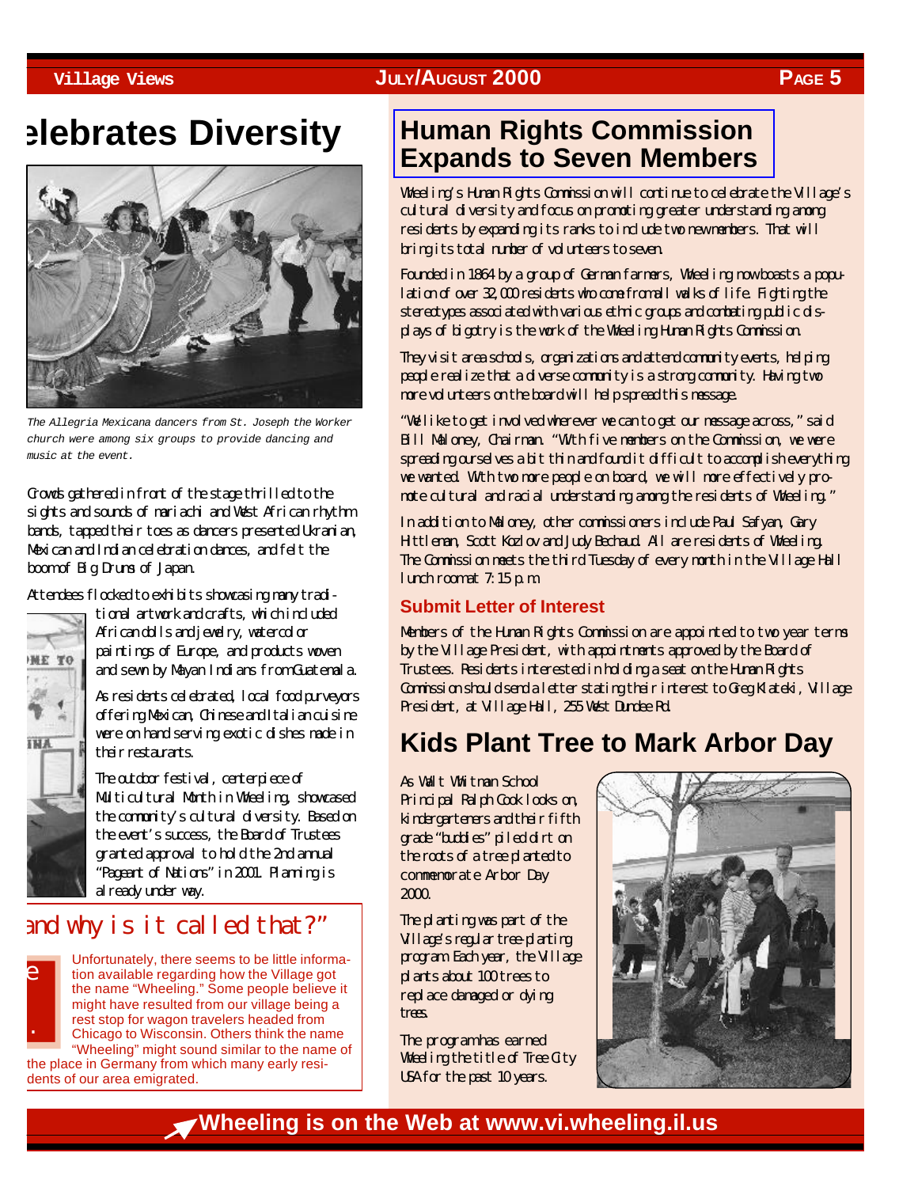# ...elebrates Diversity

*The Allegria Mexicana dancers from St. Joseph the Worker church were among six groups to provide dancing and music at the event.*

Crowds gathered in front of the stage thrilled to the sights and sounds of mariachi and West African rhythm bands, tapped their toes as dancers presented Ukranian, Mexican and Indian celebration dances, and felt the boom of Big Drums of Japan.

Attendees flocked to exhibits showcasing many traditional artwork and crafts, which included African dolls and jewelry, watercolor paintings of Europe, and products woven and sewn by Mayan Indians from Guatemala.

As residents celebrated, local food purveyors offering Mexican, Chinese and Italian cuisine were on hand serving exotic dishes made in their restaurants.

The outdoor festival, centerpiece of Multicultural Month in Wheeling, showcased the community's cultural diversity. Based on the event's success, the Board of Trustees granted approval to hold the 2nd annual "Pageant of Nations" in 2001. Planning is already under way.

## ...and why is it called that?"

Unfortunately, there seems to be little information available regarding how the Village got the name "Wheeling." Some people believe it might have resulted from our village being a rest stop for wagon travelers headed from Chicago to Wisconsin. Others think the name "Wheeling" might sound similar to the name of the place in Germany from which many early residents of our area emigrated.

# Human Rights Commission Expands to Seven Members

Wheeling's Human Rights Commission will continue to celebrate the Village's cultural diversity and focus on promoting greater understanding among residents by expanding its ranks to include two new members. That will bring its total number of volunteers to seven.

Founded in 1864 by a group of German farmers, Wheeling now boasts a population of over 32,000 residents who come from all walks of life. Fighting the stereotypes associated with various ethnic groups and combating public displays of bigotry is the work of the Wheeling Human Rights Commission.

They visit area schools, organizations and attend community events, helping people realize that a diverse community is a strong community. Having two more volunteers on the board will help spread this message.

"We like to get involved wherever we can to get our message across," said Bill Maloney, Chairman. "With five members on the Commission, we were spreading ourselves a bit thin and found it difficult to accomplish everything we wanted. With two more people on board, we will more effectively promote cultural and racial understanding among the residents of Wheeling."

In addition to Maloney, other commissioners include Paul Safyan, Gary Hittleman, Scott Kozlov and Judy Bechaud. All are residents of Wheeling. The Commission meets the third Tuesday of every month in the Village Hall lunch room at 7:15 p.m.

### Submit Letter of Interest

Members of the Human Rights Commission are appointed to two year terms by the Village President, with appointments approved by the Board of Trustees. Residents interested in holding a seat on the Human Rights Commission should send a letter stating their interest to Greg Klateki, Village President, at Village Hall, 255 West Dundee Rd.

# Kids Plant Tree to Mark Arbor Day

As Walt Whitman School Principal Ralph Cook looks on, kindergarteners and their fifth grade "buddies" piled dirt on the roots of a tree planted to commemorate Arbor Day 2000.

The planting was part of the Village's regular tree-planting program. Each year, the Village plants about 100 trees to replace damaged or dying trees.

The program has earned Wheeling the title of Tree City USA for the past 10 years.

**Wheeling is on the Web at www.vi.wheeling.il.us**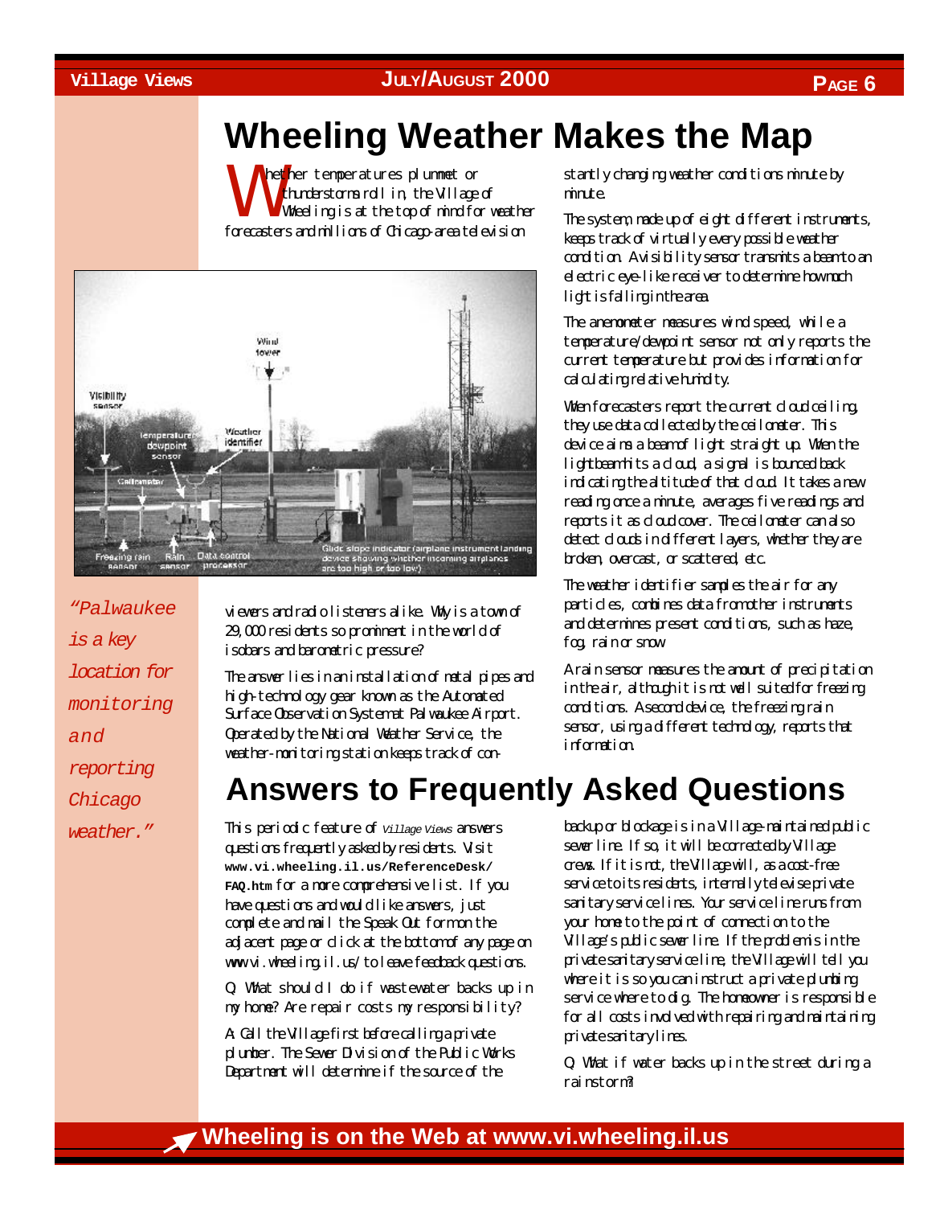# Wheeling Weather Makes the Map

Whether temperatures plummet or thunderstorms roll in, the Village of Wheeling is at the top of mind for weather forecasters and millions of Chicago-area television viewers and radio listeners alike. Why is a town of 29,000 residents so prominent in the world of isobars and barometric pressure?

The answer lies in an installation of metal pipes and high-technology gear known as the Automated Surface Observation System at Palwaukee Airport. Operated by the National Weather Service, the weather-monitoring station keeps track of constantly changing weather conditions minute by minute.

*"Palwaukee is a key location for monitoring and reporting Chicago weather."*

The system, made up of eight different instruments, keeps track of virtually every possible weather condition. A visibility sensor transmits a beam to an electric eye-like receiver to determine how much light is falling in the area.

The anemometer measures wind speed, while a temperature/dewpoint sensor not only reports the current temperature but provides information for calculating relative humidity.

When forecasters report the current cloud ceiling, they use data collected by the ceilometer. This device aims a beam of light straight up. When the light beam hits a cloud, a signal is bounced back indicating the altitude of that cloud. It takes a new reading once a minute, averages five readings and reports it as cloud cover. The ceilometer can also detect clouds in different layers, whether they are broken, overcast, or scattered, etc.

The weather identifier samples the air for any particles, combines data from other instruments and determines present conditions, such as haze, fog, rain or snow.

A rain sensor measures the amount of precipitation in the air, although it is not well suited for freezing conditions. A second device, the freezing rain sensor, using a different technology, reports that information.

# Answers to Frequently Asked Questions

This periodic feature of *Village Views* answers questions frequently asked by residents. Visit **www.vi.wheeling.il.us/ReferenceDesk/FAQ.htm** for a more comprehensive list. If you have questions and would like answers, just complete and mail the Speak Out form on the adjacent page or click at the bottom of any page on www.vi.wheeling.il.us/ to leave feedback questions.

Q: What should I do if wastewater backs up in my home? Are repair costs my responsibility?

A: Call the Village first before calling a private plumber. The Sewer Division of the Public Works Department will determine if the source of the backup or blockage is in a Village-maintained public sewer line. If so, it will be corrected by Village crews. If it is not, the Village will, as a cost-free service to its residents, internally televise private sanitary service lines. Your service line runs from your home to the point of connection to the Village's public sewer line. If the problem is in the private sanitary service line, the Village will tell you where it is so you can instruct a private plumbing service where to dig. The homeowner is responsible for all costs involved with repairing and maintaining private sanitary lines.

Q: What if water backs up in the street during a rainstorm?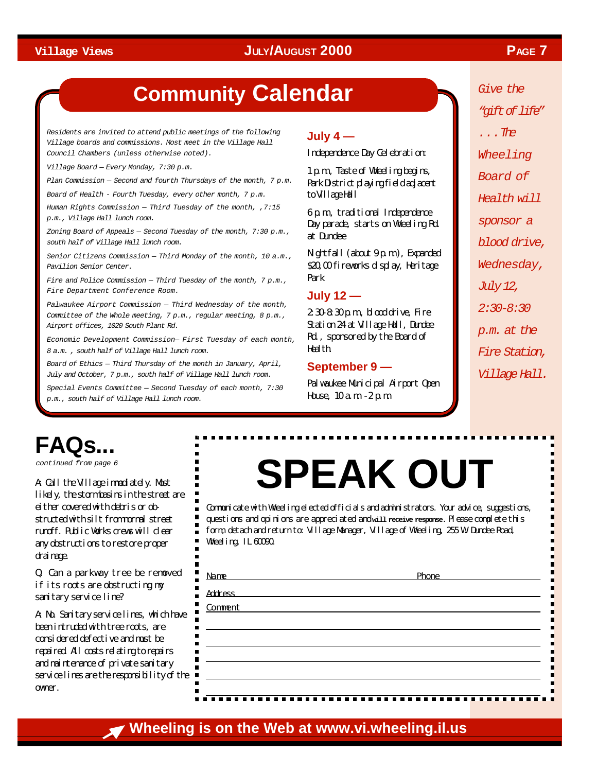## Community Calendar

*Residents are invited to attend public meetings of the following Village boards and commissions. Most meet in the Village Hall Council Chambers (unless otherwise noted).*

*Village Board – Every Monday, 7:30 p.m.*

*Plan Commission – Second and fourth Thursdays of the month, 7 p.m.*

*Board of Health - Fourth Tuesday, every other month, 7 p.m.*

*Human Rights Commission – Third Tuesday of the month, ,7:15 p.m., Village Hall lunch room.*

*Zoning Board of Appeals – Second Tuesday of the month, 7:30 p.m., south half of Village Hall lunch room.*

*Senior Citizens Commission – Third Monday of the month, 10 a.m., Pavilion Senior Center.*

*Fire and Police Commission – Third Tuesday of the month, 7 p.m., Fire Department Conference Room.*

*Palwaukee Airport Commission – Third Wednesday of the month, Committee of the Whole meeting, 7 p.m., regular meeting, 8 p.m., Airport offices, 1020 South Plant Rd.*

*Economic Development Commission– First Tuesday of each month, 8 a.m. , south half of Village Hall lunch room.*

*Board of Ethics – Third Thursday of the month in January, April, July and October, 7 p.m., south half of Village Hall lunch room.*

*Special Events Committee – Second Tuesday of each month, 7:30 p.m., south half of Village Hall lunch room.*

### July 4 —

Independence Day Celebration:

1 p.m., Taste of Wheeling begins, Park District playing field adjacent to Village Hall

6 p.m., traditional Independence Day parade, starts on Wheeling Rd. at Dundee

Nightfall (about 9 p.m.), Expanded $20,00 fireworks display, Heritage Park.

### July 12 —

2:30-8:30 p.m., blood drive, Fire Station 24 at Village Hall, Dundee Rd., sponsored by the Board of Health.

### September 9 —

Palwaukee Municipal Airport Open House, 10 a.m.-2 p.m.

*Give the "gift of life" . . . The Wheeling Board of Health will sponsor a blood drive, Wednesday, July 12, 2:30-8:30 p.m. at the Fire Station, Village Hall.*

## FAQs...

*continued from page 6*

A: Call the Village immediately. Most likely, the storm basins in the street are either covered with debris or obstructed with silt from normal street runoff. Public Works crews will clear any obstructions to restore proper drainage.

Q: Can a parkway tree be removed if its roots are obstructing my sanitary service line?

A: No. Sanitary service lines, which have been intruded with tree roots, are considered defective and must be repaired. All costs relating to repairs and maintenance of private sanitary service lines are the responsibility of the owner.

# SPEAK OUT

Communicate with Wheeling elected officials and administrators. Your advice, suggestions, questions and opinions are appreciated and **will receive response**. Please complete this form, detach and return to: Village Manager, Village of Wheeling, 255 W. Dundee Road, Wheeling, IL 60090.

Name \_\_\_\_\_\_\_\_\_\_\_\_\_\_\_\_\_\_\_\_ Phone \_\_\_\_\_\_\_\_\_\_\_\_\_\_\_\_\_\_\_\_

Address \_\_\_\_\_\_\_\_\_\_\_\_\_\_\_\_\_\_\_\_\_\_\_\_\_\_\_\_\_\_\_\_\_\_\_\_\_\_\_\_

Comment \_\_\_\_\_\_\_\_\_\_\_\_\_\_\_\_\_\_\_\_\_\_\_\_\_\_\_\_\_\_\_\_\_\_\_\_\_\_\_\_

**Wheeling is on the Web at www.vi.wheeling.il.us**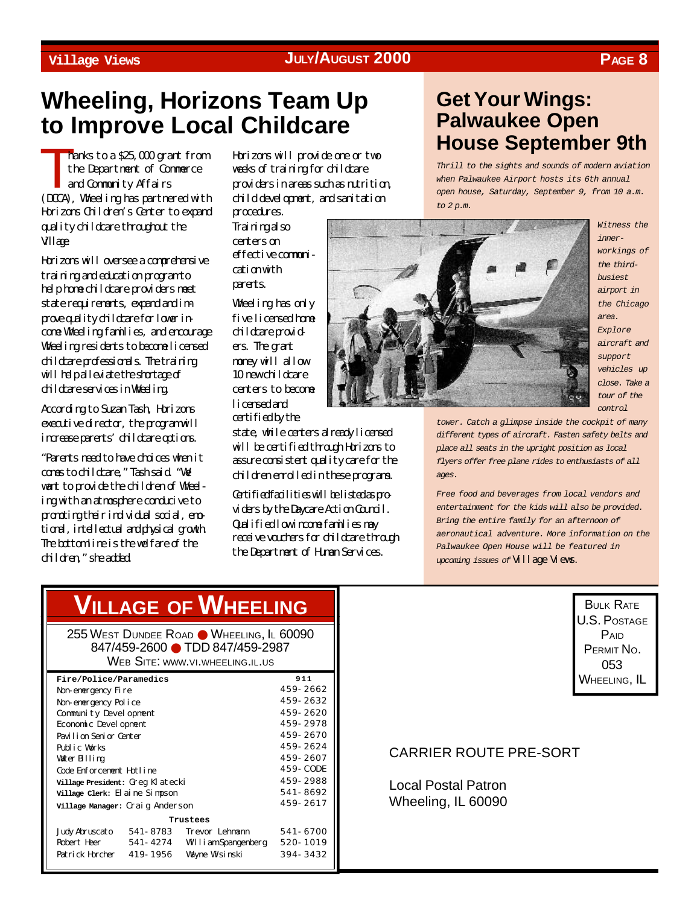# Wheeling, Horizons Team Up to Improve Local Childcare

Thanks to a $25,000 grant from the Department of Commerce and Community Affairs (DCCA), Wheeling has partnered with Horizons Children's Center to expand quality childcare throughout the Village.

Horizons will oversee a comprehensive training and education program to help home childcare providers meet state requirements, expand and improve quality childcare for lower income Wheeling families, and encourage Wheeling residents to become licensed childcare professionals. The training will help alleviate the shortage of childcare services in Wheeling.

According to Suzan Tash, Horizons executive director, the program will increase parents' childcare options.

"Parents need to have choices when it comes to childcare," Tash said. "We want to provide the children of Wheeling with an atmosphere conducive to promoting their individual social, emotional, intellectual and physical growth. The bottom line is the welfare of the children," she added.

Horizons will provide one or two weeks of training for childcare providers in areas such as nutrition, child development, and sanitation procedures. Training also centers on effective communication with parents.

Wheeling has only five licensed home childcare providers. The grant money will allow 10 new childcare centers to become licensed and certified by the state, while centers already licensed will be certified through Horizons to assure consistent quality care for the children enrolled in these programs.

Certified facilities will be listed as providers by the Daycare Action Council. Qualified low income families may receive vouchers for childcare through the Department of Human Services.

## Get Your Wings: Palwaukee Open House September 9th

*Thrill to the sights and sounds of modern aviation when Palwaukee Airport hosts its 6th annual open house, Saturday, September 9, from 10 a.m. to 2 p.m.*

*Witness the inner-workings of the third-busiest airport in the Chicago area. Explore aircraft and support vehicles up close. Take a tour of the control tower. Catch a glimpse inside the cockpit of many different types of aircraft. Fasten safety belts and place all seats in the upright position as local flyers offer free plane rides to enthusiasts of all ages.*

*Free food and beverages from local vendors and entertainment for the kids will also be provided. Bring the entire family for an afternoon of aeronautical adventure. More information on the Palwaukee Open House will be featured in upcoming issues of* Village Views.

## Village of Wheeling

255 West Dundee Road ● Wheeling, IL 60090
847/459-2600 ● TDD 847/459-2987
Web Site: www.vi.wheeling.il.us

| | |
|---|---|
| **Fire/Police/Paramedics** | **911** |
| Non-emergency Fire | 459-2662 |
| Non-emergency Police | 459-2632 |
| Community Development | 459-2620 |
| Economic Development | 459-2978 |
| Pavilion Senior Center | 459-2670 |
| Public Works | 459-2624 |
| Water Billing | 459-2607 |
| Code Enforcement Hotline | 459-CODE |
| **Village President:** Greg Klatecki | 459-2988 |
| **Village Clerk:** Elaine Simpson | 541-8692 |
| **Village Manager:** Craig Anderson | 459-2617 |

**Trustees**

| | | | |
|---|---|---|---|
| Judy Abruscato | 541-8783 | Trevor Lehmann | 541-6700 |
| Robert Heer | 541-4274 | William Spangenberg | 520-1019 |
| Patrick Horcher | 419-1956 | Wayne Wisinski | 394-3432 |

Bulk Rate
U.S. Postage
Paid
Permit No.
053
Wheeling, IL

CARRIER ROUTE PRE-SORT

Local Postal Patron
Wheeling, IL 60090